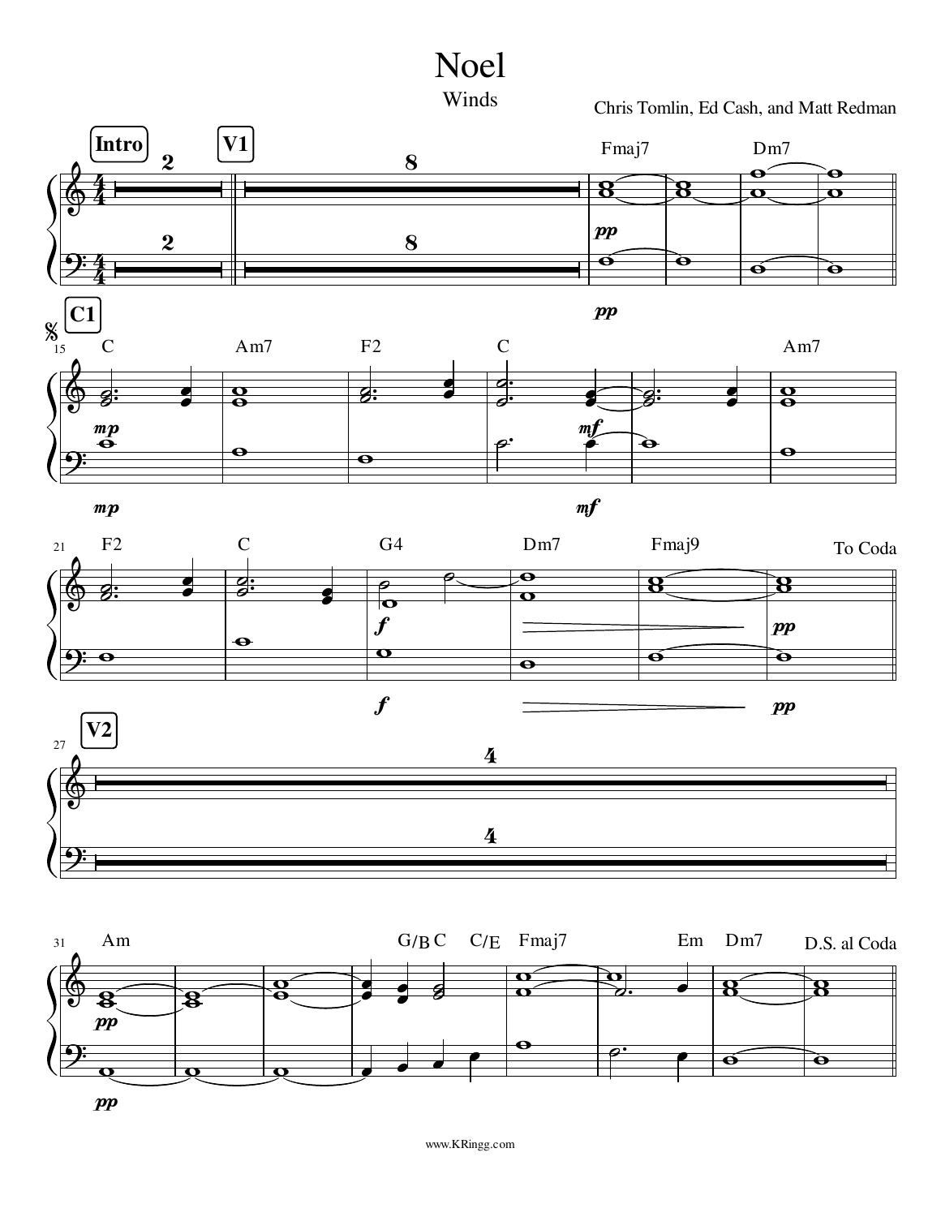# Noel

## Winds

Chris Tomlin, Ed Cash, and Matt Redman

**Intro** 2 | **V1** 8 | Fmaj7 | Dm7 | *pp*

**C1** 𝄋 (15) C | Am7 | F2 | C | Am7 | *mp* | *mf*

(21) F2 | C | G4 | Dm7 | Fmaj9 | To Coda | *f* | *pp*

**V2** (27) 4

(31) Am | G/B C C/E | Fmaj7 | Em Dm7 | D.S. al Coda | *pp*

www.KRingg.com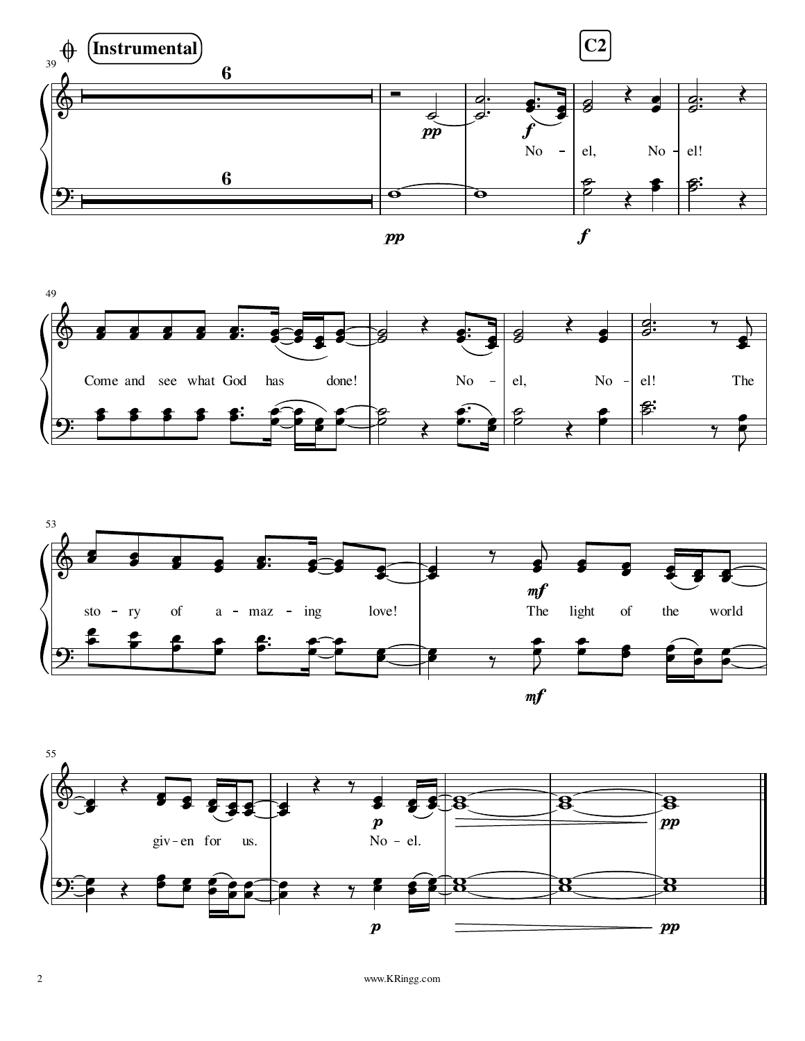Instrumental

C2

No - el, No - el!

Come and see what God has done! No - el, No - el! The

sto - ry of a - maz - ing love! The light of the world

giv - en for us. No - el.